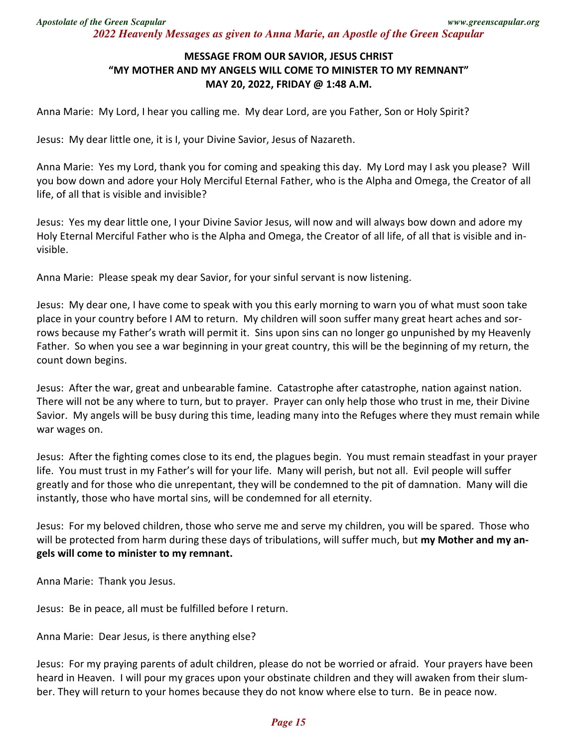## MESSAGE FROM OUR SAVIOR, JESUS CHRIST
## "MY MOTHER AND MY ANGELS WILL COME TO MINISTER TO MY REMNANT"
## MAY 20, 2022, FRIDAY @ 1:48 A.M.

Anna Marie: My Lord, I hear you calling me. My dear Lord, are you Father, Son or Holy Spirit?

Jesus: My dear little one, it is I, your Divine Savior, Jesus of Nazareth.

Anna Marie: Yes my Lord, thank you for coming and speaking this day. My Lord may I ask you please? Will you bow down and adore your Holy Merciful Eternal Father, who is the Alpha and Omega, the Creator of all life, of all that is visible and invisible?

Jesus: Yes my dear little one, I your Divine Savior Jesus, will now and will always bow down and adore my Holy Eternal Merciful Father who is the Alpha and Omega, the Creator of all life, of all that is visible and invisible.

Anna Marie: Please speak my dear Savior, for your sinful servant is now listening.

Jesus: My dear one, I have come to speak with you this early morning to warn you of what must soon take place in your country before I AM to return. My children will soon suffer many great heart aches and sorrows because my Father's wrath will permit it. Sins upon sins can no longer go unpunished by my Heavenly Father. So when you see a war beginning in your great country, this will be the beginning of my return, the count down begins.

Jesus: After the war, great and unbearable famine. Catastrophe after catastrophe, nation against nation. There will not be any where to turn, but to prayer. Prayer can only help those who trust in me, their Divine Savior. My angels will be busy during this time, leading many into the Refuges where they must remain while war wages on.

Jesus: After the fighting comes close to its end, the plagues begin. You must remain steadfast in your prayer life. You must trust in my Father's will for your life. Many will perish, but not all. Evil people will suffer greatly and for those who die unrepentant, they will be condemned to the pit of damnation. Many will die instantly, those who have mortal sins, will be condemned for all eternity.

Jesus: For my beloved children, those who serve me and serve my children, you will be spared. Those who will be protected from harm during these days of tribulations, will suffer much, but **my Mother and my angels will come to minister to my remnant.**

Anna Marie: Thank you Jesus.

Jesus: Be in peace, all must be fulfilled before I return.

Anna Marie: Dear Jesus, is there anything else?

Jesus: For my praying parents of adult children, please do not be worried or afraid. Your prayers have been heard in Heaven. I will pour my graces upon your obstinate children and they will awaken from their slumber. They will return to your homes because they do not know where else to turn. Be in peace now.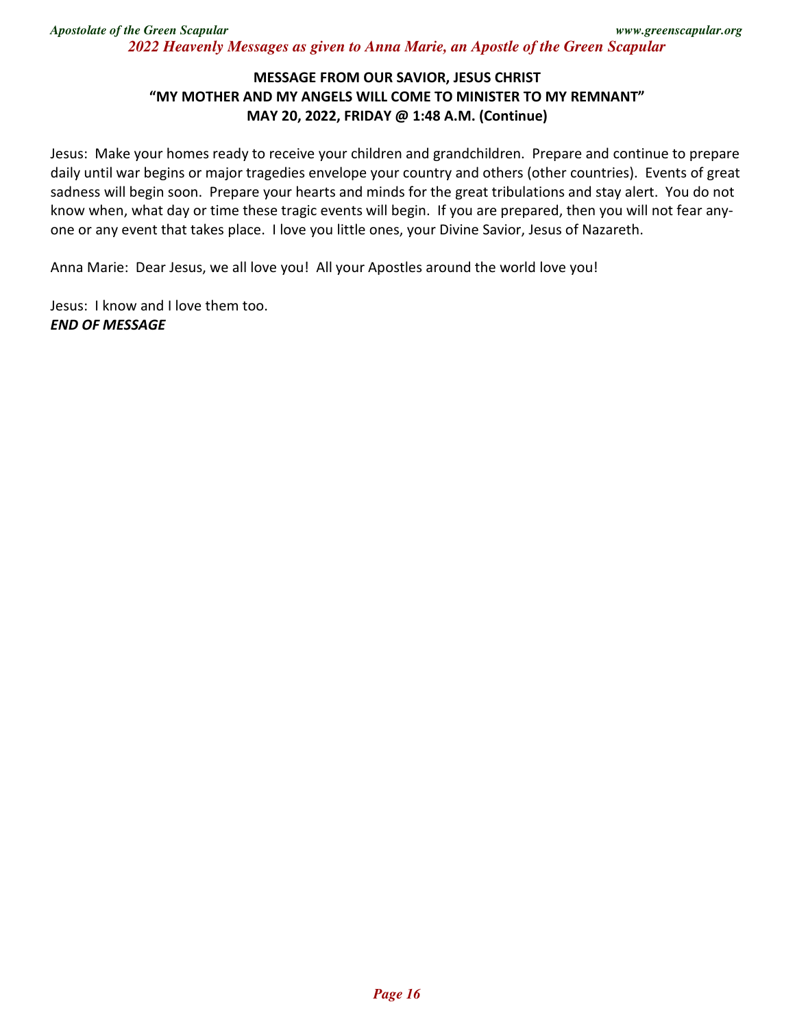**MESSAGE FROM OUR SAVIOR, JESUS CHRIST**
**"MY MOTHER AND MY ANGELS WILL COME TO MINISTER TO MY REMNANT"**
**MAY 20, 2022, FRIDAY @ 1:48 A.M. (Continue)**

Jesus: Make your homes ready to receive your children and grandchildren. Prepare and continue to prepare daily until war begins or major tragedies envelope your country and others (other countries). Events of great sadness will begin soon. Prepare your hearts and minds for the great tribulations and stay alert. You do not know when, what day or time these tragic events will begin. If you are prepared, then you will not fear anyone or any event that takes place. I love you little ones, your Divine Savior, Jesus of Nazareth.

Anna Marie: Dear Jesus, we all love you! All your Apostles around the world love you!

Jesus: I know and I love them too.
***END OF MESSAGE***